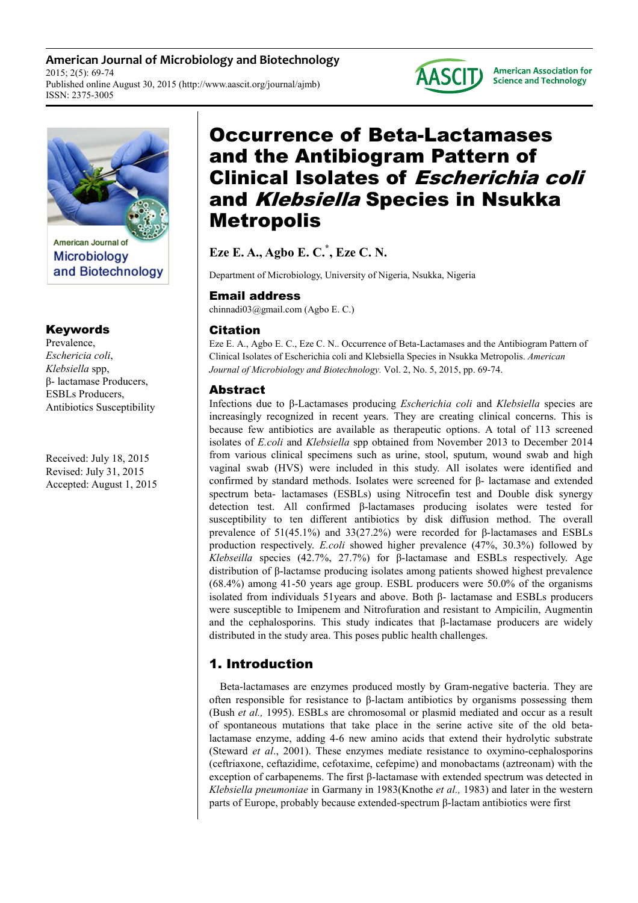# Occurrence of Beta-Lactamases and the Antibiogram Pattern of Clinical Isolates of *Escherichia coli* and *Klebsiella* Species in Nsukka Metropolis

**Eze E. A., Agbo E. C.*, Eze C. N.**

Department of Microbiology, University of Nigeria, Nsukka, Nigeria

## Email address

chinnadi03@gmail.com (Agbo E. C.)

## Citation

Eze E. A., Agbo E. C., Eze C. N.. Occurrence of Beta-Lactamases and the Antibiogram Pattern of Clinical Isolates of Escherichia coli and Klebsiella Species in Nsukka Metropolis. *American Journal of Microbiology and Biotechnology.* Vol. 2, No. 5, 2015, pp. 69-74.

## Keywords

Prevalence,
*Eschericia coli*,
*Klebsiella* spp,
β- lactamase Producers,
ESBLs Producers,
Antibiotics Susceptibility

Received: July 18, 2015
Revised: July 31, 2015
Accepted: August 1, 2015

## Abstract

Infections due to β-Lactamases producing *Escherichia coli* and *Klebsiella* species are increasingly recognized in recent years. They are creating clinical concerns. This is because few antibiotics are available as therapeutic options. A total of 113 screened isolates of *E.coli* and *Klebsiella* spp obtained from November 2013 to December 2014 from various clinical specimens such as urine, stool, sputum, wound swab and high vaginal swab (HVS) were included in this study. All isolates were identified and confirmed by standard methods. Isolates were screened for β- lactamase and extended spectrum beta- lactamases (ESBLs) using Nitrocefin test and Double disk synergy detection test. All confirmed β-lactamases producing isolates were tested for susceptibility to ten different antibiotics by disk diffusion method. The overall prevalence of 51(45.1%) and 33(27.2%) were recorded for β-lactamases and ESBLs production respectively. *E.coli* showed higher prevalence (47%, 30.3%) followed by *Klebseilla* species (42.7%, 27.7%) for β-lactamase and ESBLs respectively. Age distribution of β-lactamse producing isolates among patients showed highest prevalence (68.4%) among 41-50 years age group. ESBL producers were 50.0% of the organisms isolated from individuals 51years and above. Both β- lactamase and ESBLs producers were susceptible to Imipenem and Nitrofuration and resistant to Ampicilin, Augmentin and the cephalosporins. This study indicates that β-lactamase producers are widely distributed in the study area. This poses public health challenges.

## 1. Introduction

Beta-lactamases are enzymes produced mostly by Gram-negative bacteria. They are often responsible for resistance to β-lactam antibiotics by organisms possessing them (Bush *et al.,* 1995). ESBLs are chromosomal or plasmid mediated and occur as a result of spontaneous mutations that take place in the serine active site of the old beta-lactamase enzyme, adding 4-6 new amino acids that extend their hydrolytic substrate (Steward *et al*., 2001). These enzymes mediate resistance to oxymino-cephalosporins (ceftriaxone, ceftazidime, cefotaxime, cefepime) and monobactams (aztreonam) with the exception of carbapenems. The first β-lactamase with extended spectrum was detected in *Klebsiella pneumoniae* in Garmany in 1983(Knothe *et al.,* 1983) and later in the western parts of Europe, probably because extended-spectrum β-lactam antibiotics were first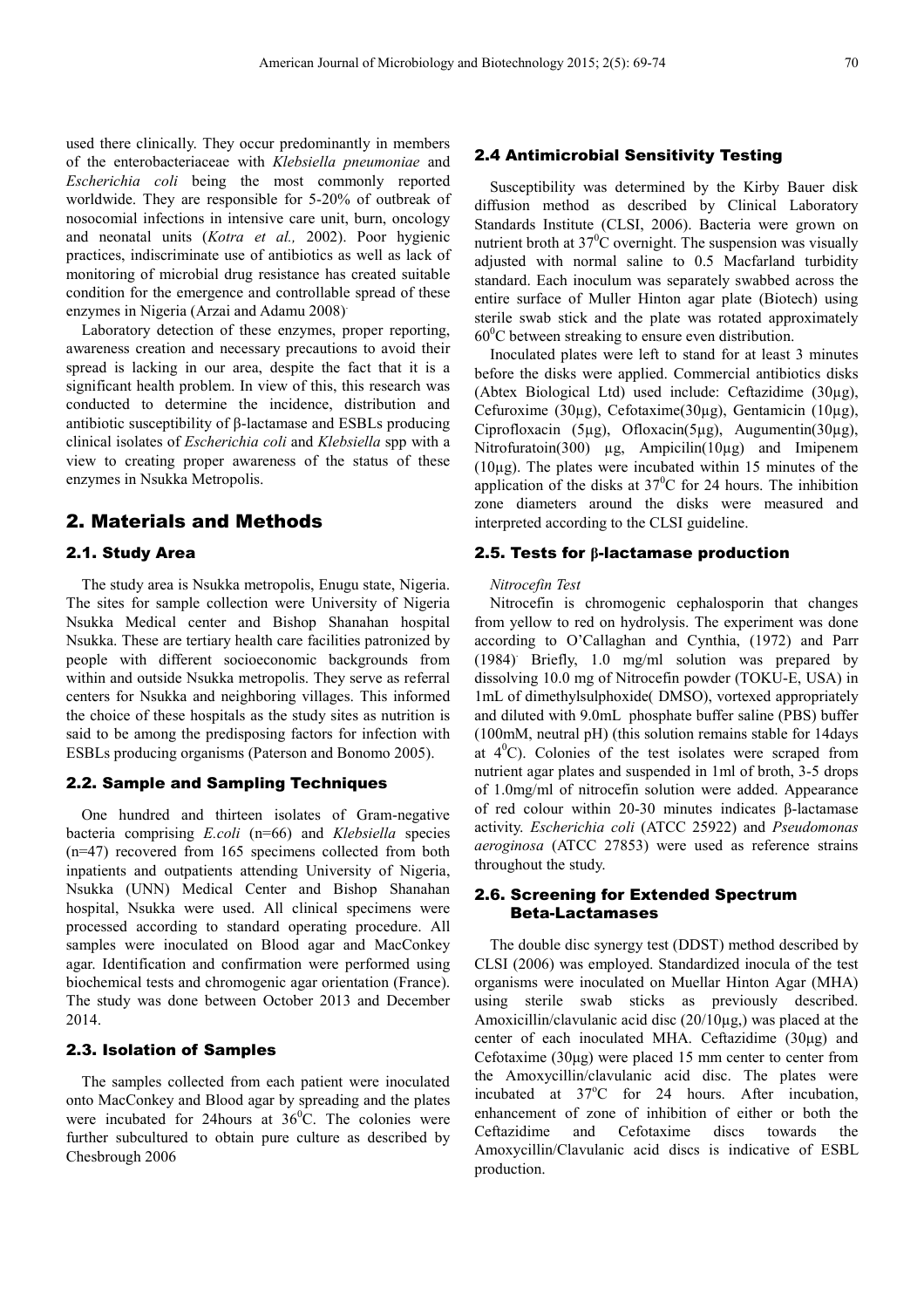used there clinically. They occur predominantly in members of the enterobacteriaceae with *Klebsiella pneumoniae* and *Escherichia coli* being the most commonly reported worldwide. They are responsible for 5-20% of outbreak of nosocomial infections in intensive care unit, burn, oncology and neonatal units (*Kotra et al.,* 2002). Poor hygienic practices, indiscriminate use of antibiotics as well as lack of monitoring of microbial drug resistance has created suitable condition for the emergence and controllable spread of these enzymes in Nigeria (Arzai and Adamu 2008).

Laboratory detection of these enzymes, proper reporting, awareness creation and necessary precautions to avoid their spread is lacking in our area, despite the fact that it is a significant health problem. In view of this, this research was conducted to determine the incidence, distribution and antibiotic susceptibility of β-lactamase and ESBLs producing clinical isolates of *Escherichia coli* and *Klebsiella* spp with a view to creating proper awareness of the status of these enzymes in Nsukka Metropolis.

## 2. Materials and Methods

### 2.1. Study Area

The study area is Nsukka metropolis, Enugu state, Nigeria. The sites for sample collection were University of Nigeria Nsukka Medical center and Bishop Shanahan hospital Nsukka. These are tertiary health care facilities patronized by people with different socioeconomic backgrounds from within and outside Nsukka metropolis. They serve as referral centers for Nsukka and neighboring villages. This informed the choice of these hospitals as the study sites as nutrition is said to be among the predisposing factors for infection with ESBLs producing organisms (Paterson and Bonomo 2005).

### 2.2. Sample and Sampling Techniques

One hundred and thirteen isolates of Gram-negative bacteria comprising *E.coli* (n=66) and *Klebsiella* species (n=47) recovered from 165 specimens collected from both inpatients and outpatients attending University of Nigeria, Nsukka (UNN) Medical Center and Bishop Shanahan hospital, Nsukka were used. All clinical specimens were processed according to standard operating procedure. All samples were inoculated on Blood agar and MacConkey agar. Identification and confirmation were performed using biochemical tests and chromogenic agar orientation (France). The study was done between October 2013 and December 2014.

### 2.3. Isolation of Samples

The samples collected from each patient were inoculated onto MacConkey and Blood agar by spreading and the plates were incubated for 24hours at $36^0$C. The colonies were further subcultured to obtain pure culture as described by Chesbrough 2006

### 2.4 Antimicrobial Sensitivity Testing

Susceptibility was determined by the Kirby Bauer disk diffusion method as described by Clinical Laboratory Standards Institute (CLSI, 2006). Bacteria were grown on nutrient broth at $37^0$C overnight. The suspension was visually adjusted with normal saline to 0.5 Macfarland turbidity standard. Each inoculum was separately swabbed across the entire surface of Muller Hinton agar plate (Biotech) using sterile swab stick and the plate was rotated approximately $60^0$C between streaking to ensure even distribution.

Inoculated plates were left to stand for at least 3 minutes before the disks were applied. Commercial antibiotics disks (Abtex Biological Ltd) used include: Ceftazidime (30µg), Cefuroxime (30µg), Cefotaxime(30µg), Gentamicin (10µg), Ciprofloxacin (5µg), Ofloxacin(5µg), Augumentin(30µg), Nitrofuratoin(300) µg, Ampicilin(10µg) and Imipenem (10µg). The plates were incubated within 15 minutes of the application of the disks at $37^0$C for 24 hours. The inhibition zone diameters around the disks were measured and interpreted according to the CLSI guideline.

### 2.5. Tests for β-lactamase production

*Nitrocefin Test*

Nitrocefin is chromogenic cephalosporin that changes from yellow to red on hydrolysis. The experiment was done according to O'Callaghan and Cynthia, (1972) and Parr (1984). Briefly, 1.0 mg/ml solution was prepared by dissolving 10.0 mg of Nitrocefin powder (TOKU-E, USA) in 1mL of dimethylsulphoxide( DMSO), vortexed appropriately and diluted with 9.0mL phosphate buffer saline (PBS) buffer (100mM, neutral pH) (this solution remains stable for 14days at $4^0$C). Colonies of the test isolates were scraped from nutrient agar plates and suspended in 1ml of broth, 3-5 drops of 1.0mg/ml of nitrocefin solution were added. Appearance of red colour within 20-30 minutes indicates β-lactamase activity. *Escherichia coli* (ATCC 25922) and *Pseudomonas aeroginosa* (ATCC 27853) were used as reference strains throughout the study.

### 2.6. Screening for Extended Spectrum Beta-Lactamases

The double disc synergy test (DDST) method described by CLSI (2006) was employed. Standardized inocula of the test organisms were inoculated on Muellar Hinton Agar (MHA) using sterile swab sticks as previously described. Amoxicillin/clavulanic acid disc (20/10µg,) was placed at the center of each inoculated MHA. Ceftazidime (30µg) and Cefotaxime (30µg) were placed 15 mm center to center from the Amoxycillin/clavulanic acid disc. The plates were incubated at $37^o$C for 24 hours. After incubation, enhancement of zone of inhibition of either or both the Ceftazidime and Cefotaxime discs towards the Amoxycillin/Clavulanic acid discs is indicative of ESBL production.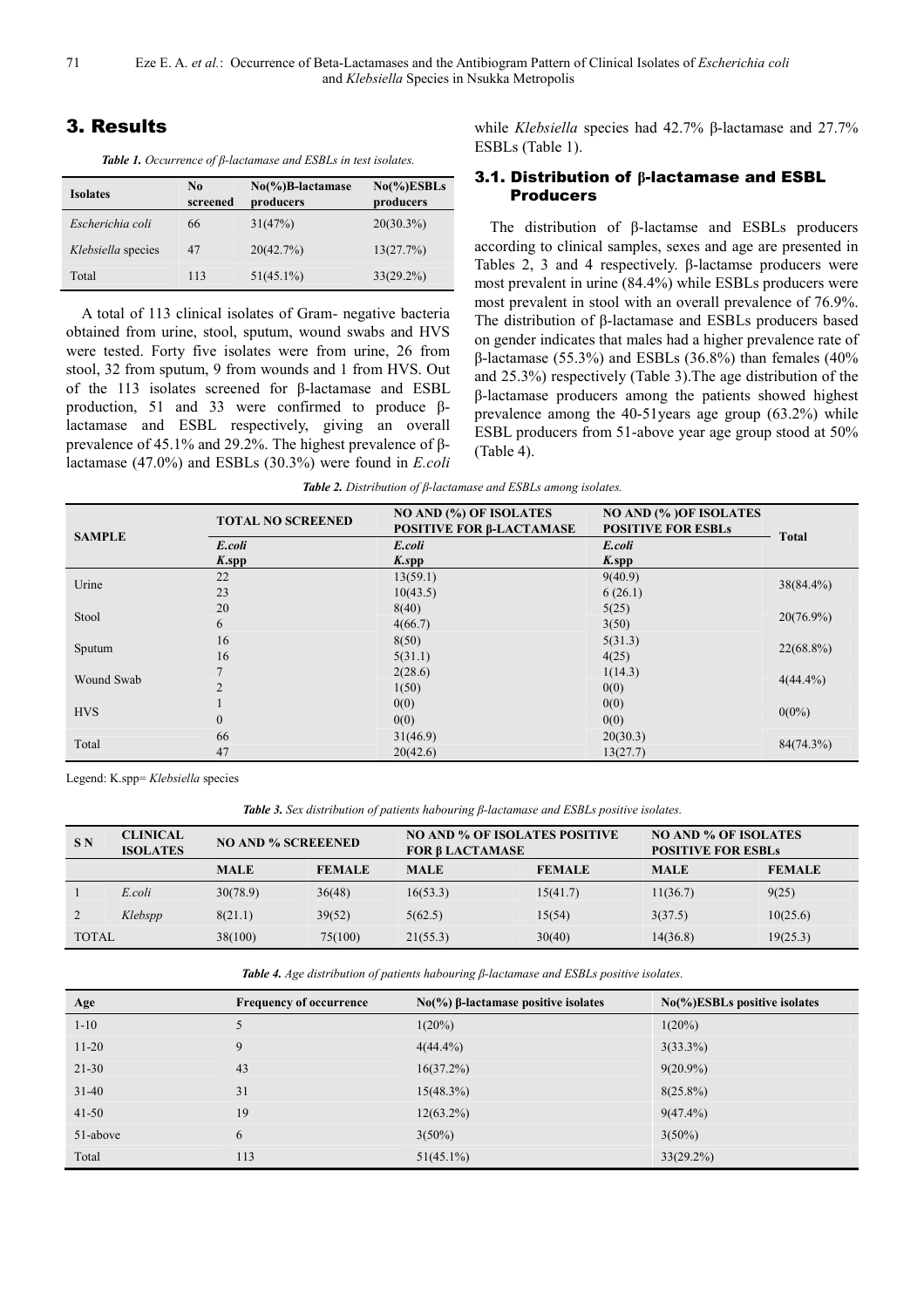# 3. Results

*Table 1. Occurrence of β-lactamase and ESBLs in test isolates.*

| Isolates | No screened | No(%)B-lactamase producers | No(%)ESBLs producers |
|---|---|---|---|
| *Escherichia coli* | 66 | 31(47%) | 20(30.3%) |
| *Klebsiella* species | 47 | 20(42.7%) | 13(27.7%) |
| Total | 113 | 51(45.1%) | 33(29.2%) |

A total of 113 clinical isolates of Gram- negative bacteria obtained from urine, stool, sputum, wound swabs and HVS were tested. Forty five isolates were from urine, 26 from stool, 32 from sputum, 9 from wounds and 1 from HVS. Out of the 113 isolates screened for β-lactamase and ESBL production, 51 and 33 were confirmed to produce β-lactamase and ESBL respectively, giving an overall prevalence of 45.1% and 29.2%. The highest prevalence of β-lactamase (47.0%) and ESBLs (30.3%) were found in *E.coli* while *Klebsiella* species had 42.7% β-lactamase and 27.7% ESBLs (Table 1).

## 3.1. Distribution of β-lactamase and ESBL Producers

The distribution of β-lactamse and ESBLs producers according to clinical samples, sexes and age are presented in Tables 2, 3 and 4 respectively. β-lactamse producers were most prevalent in urine (84.4%) while ESBLs producers were most prevalent in stool with an overall prevalence of 76.9%. The distribution of β-lactamase and ESBLs producers based on gender indicates that males had a higher prevalence rate of β-lactamase (55.3%) and ESBLs (36.8%) than females (40% and 25.3%) respectively (Table 3).The age distribution of the β-lactamase producers among the patients showed highest prevalence among the 40-51years age group (63.2%) while ESBL producers from 51-above year age group stood at 50% (Table 4).

*Table 2. Distribution of β-lactamase and ESBLs among isolates.*

| SAMPLE | TOTAL NO SCREENED | NO AND (%) OF ISOLATES POSITIVE FOR β-LACTAMASE | NO AND (% )OF ISOLATES POSITIVE FOR ESBLs | Total |
|---|---|---|---|---|
| | *E.coli* / *K.***spp** | *E.coli* / *K.***spp** | *E.coli* / *K.***spp** | |
| Urine | 22 / 23 | 13(59.1) / 10(43.5) | 9(40.9) / 6 (26.1) | 38(84.4%) |
| Stool | 20 / 6 | 8(40) / 4(66.7) | 5(25) / 3(50) | 20(76.9%) |
| Sputum | 16 / 16 | 8(50) / 5(31.1) | 5(31.3) / 4(25) | 22(68.8%) |
| Wound Swab | 7 / 2 | 2(28.6) / 1(50) | 1(14.3) / 0(0) | 4(44.4%) |
| HVS | 1 / 0 | 0(0) / 0(0) | 0(0) / 0(0) | 0(0%) |
| Total | 66 / 47 | 31(46.9) / 20(42.6) | 20(30.3) / 13(27.7) | 84(74.3%) |

Legend: K.spp= *Klebsiella* species

*Table 3. Sex distribution of patients habouring β-lactamase and ESBLs positive isolates.*

| S N | CLINICAL ISOLATES | NO AND % SCREEENED | | NO AND % OF ISOLATES POSITIVE FOR β LACTAMASE | | NO AND % OF ISOLATES POSITIVE FOR ESBLs | |
|---|---|---|---|---|---|---|---|
| | | MALE | FEMALE | MALE | FEMALE | MALE | FEMALE |
| 1 | *E.coli* | 30(78.9) | 36(48) | 16(53.3) | 15(41.7) | 11(36.7) | 9(25) |
| 2 | *Klebspp* | 8(21.1) | 39(52) | 5(62.5) | 15(54) | 3(37.5) | 10(25.6) |
| TOTAL | | 38(100) | 75(100) | 21(55.3) | 30(40) | 14(36.8) | 19(25.3) |

*Table 4. Age distribution of patients habouring β-lactamase and ESBLs positive isolates.*

| Age | Frequency of occurrence | No(%) β-lactamase positive isolates | No(%)ESBLs positive isolates |
|---|---|---|---|
| 1-10 | 5 | 1(20%) | 1(20%) |
| 11-20 | 9 | 4(44.4%) | 3(33.3%) |
| 21-30 | 43 | 16(37.2%) | 9(20.9%) |
| 31-40 | 31 | 15(48.3%) | 8(25.8%) |
| 41-50 | 19 | 12(63.2%) | 9(47.4%) |
| 51-above | 6 | 3(50%) | 3(50%) |
| Total | 113 | 51(45.1%) | 33(29.2%) |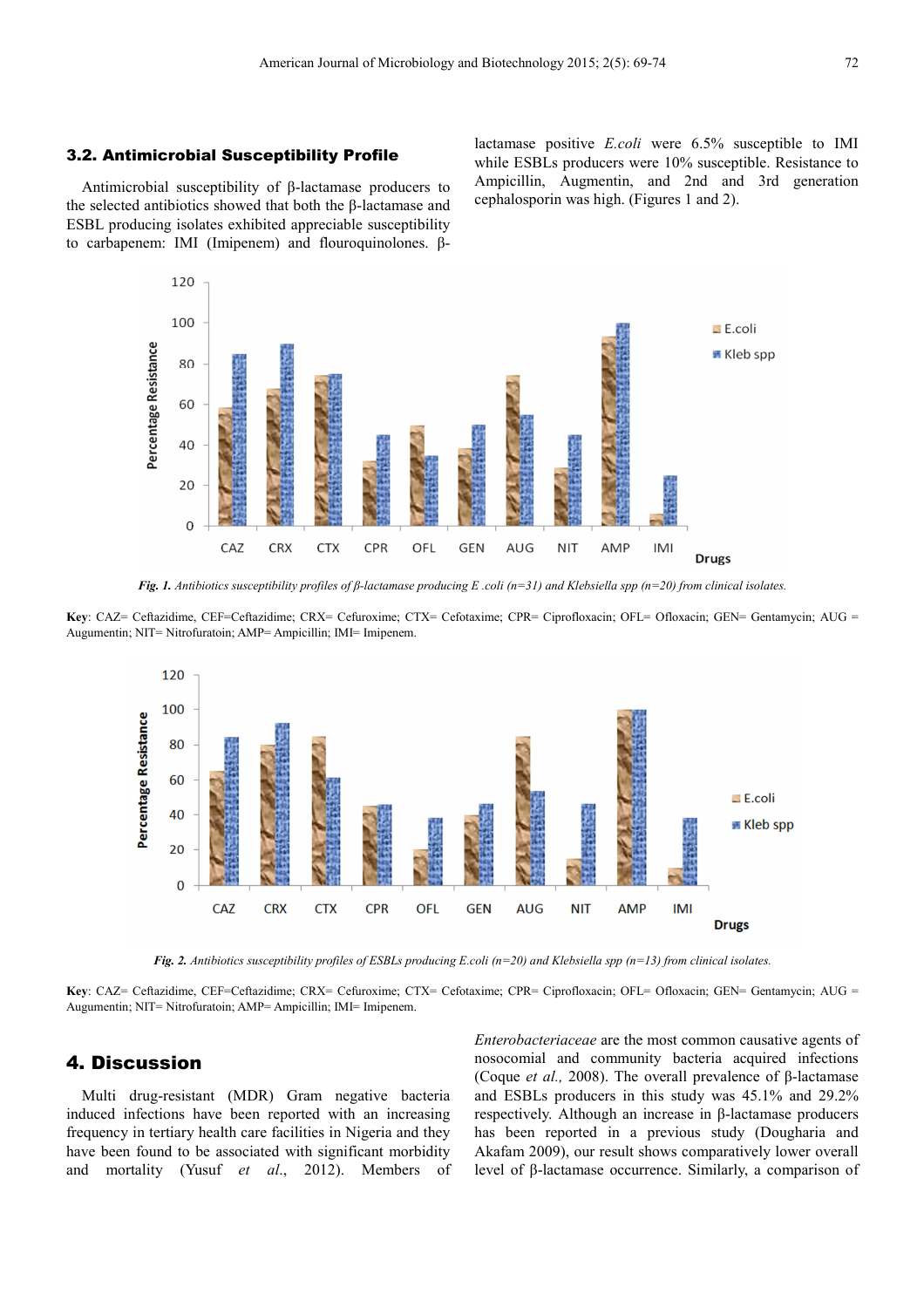### 3.2. Antimicrobial Susceptibility Profile

Antimicrobial susceptibility of β-lactamase producers to the selected antibiotics showed that both the β-lactamase and ESBL producing isolates exhibited appreciable susceptibility to carbapenem: IMI (Imipenem) and flouroquinolones. β-lactamase positive *E.coli* were 6.5% susceptible to IMI while ESBLs producers were 10% susceptible. Resistance to Ampicillin, Augmentin, and 2nd and 3rd generation cephalosporin was high. (Figures 1 and 2).

***Fig. 1.*** *Antibiotics susceptibility profiles of β-lactamase producing E .coli (n=31) and Klebsiella spp (n=20) from clinical isolates.*

**Key**: CAZ= Ceftazidime, CEF=Ceftazidime; CRX= Cefuroxime; CTX= Cefotaxime; CPR= Ciprofloxacin; OFL= Ofloxacin; GEN= Gentamycin; AUG = Augumentin; NIT= Nitrofuratoin; AMP= Ampicillin; IMI= Imipenem.

***Fig. 2.*** *Antibiotics susceptibility profiles of ESBLs producing E.coli (n=20) and Klebsiella spp (n=13) from clinical isolates.*

**Key**: CAZ= Ceftazidime, CEF=Ceftazidime; CRX= Cefuroxime; CTX= Cefotaxime; CPR= Ciprofloxacin; OFL= Ofloxacin; GEN= Gentamycin; AUG = Augumentin; NIT= Nitrofuratoin; AMP= Ampicillin; IMI= Imipenem.

## 4. Discussion

Multi drug-resistant (MDR) Gram negative bacteria induced infections have been reported with an increasing frequency in tertiary health care facilities in Nigeria and they have been found to be associated with significant morbidity and mortality (Yusuf *et al.*, 2012). Members of *Enterobacteriaceae* are the most common causative agents of nosocomial and community bacteria acquired infections (Coque *et al.,* 2008). The overall prevalence of β-lactamase and ESBLs producers in this study was 45.1% and 29.2% respectively. Although an increase in β-lactamase producers has been reported in a previous study (Dougharia and Akafam 2009), our result shows comparatively lower overall level of β-lactamase occurrence. Similarly, a comparison of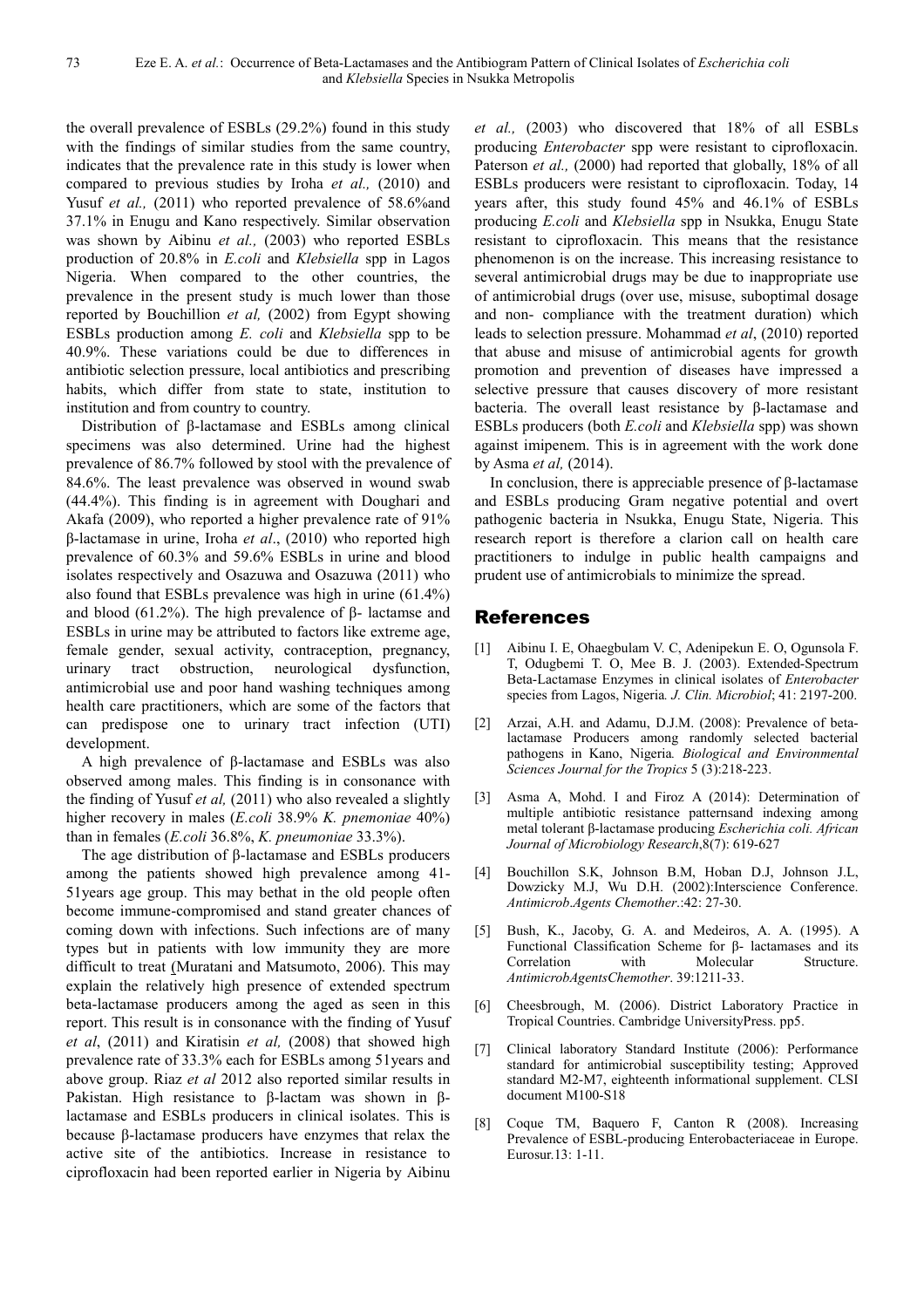the overall prevalence of ESBLs (29.2%) found in this study with the findings of similar studies from the same country, indicates that the prevalence rate in this study is lower when compared to previous studies by Iroha *et al.,* (2010) and Yusuf *et al.,* (2011) who reported prevalence of 58.6%and 37.1% in Enugu and Kano respectively. Similar observation was shown by Aibinu *et al.,* (2003) who reported ESBLs production of 20.8% in *E.coli* and *Klebsiella* spp in Lagos Nigeria. When compared to the other countries, the prevalence in the present study is much lower than those reported by Bouchillion *et al,* (2002) from Egypt showing ESBLs production among *E. coli* and *Klebsiella* spp to be 40.9%. These variations could be due to differences in antibiotic selection pressure, local antibiotics and prescribing habits, which differ from state to state, institution to institution and from country to country.

Distribution of β-lactamase and ESBLs among clinical specimens was also determined. Urine had the highest prevalence of 86.7% followed by stool with the prevalence of 84.6%. The least prevalence was observed in wound swab (44.4%). This finding is in agreement with Doughari and Akafa (2009), who reported a higher prevalence rate of 91% β-lactamase in urine, Iroha *et al*., (2010) who reported high prevalence of 60.3% and 59.6% ESBLs in urine and blood isolates respectively and Osazuwa and Osazuwa (2011) who also found that ESBLs prevalence was high in urine (61.4%) and blood (61.2%). The high prevalence of β- lactamse and ESBLs in urine may be attributed to factors like extreme age, female gender, sexual activity, contraception, pregnancy, urinary tract obstruction, neurological dysfunction, antimicrobial use and poor hand washing techniques among health care practitioners, which are some of the factors that can predispose one to urinary tract infection (UTI) development.

A high prevalence of β-lactamase and ESBLs was also observed among males. This finding is in consonance with the finding of Yusuf *et al,* (2011) who also revealed a slightly higher recovery in males (*E.coli* 38.9% *K. pnemoniae* 40%) than in females (*E.coli* 36.8%, *K. pneumoniae* 33.3%).

The age distribution of β-lactamase and ESBLs producers among the patients showed high prevalence among 41-51years age group. This may bethat in the old people often become immune-compromised and stand greater chances of coming down with infections. Such infections are of many types but in patients with low immunity they are more difficult to treat (Muratani and Matsumoto, 2006). This may explain the relatively high presence of extended spectrum beta-lactamase producers among the aged as seen in this report. This result is in consonance with the finding of Yusuf *et al*, (2011) and Kiratisin *et al,* (2008) that showed high prevalence rate of 33.3% each for ESBLs among 51years and above group. Riaz *et al* 2012 also reported similar results in Pakistan. High resistance to β-lactam was shown in β-lactamase and ESBLs producers in clinical isolates. This is because β-lactamase producers have enzymes that relax the active site of the antibiotics. Increase in resistance to ciprofloxacin had been reported earlier in Nigeria by Aibinu *et al.,* (2003) who discovered that 18% of all ESBLs producing *Enterobacter* spp were resistant to ciprofloxacin. Paterson *et al.,* (2000) had reported that globally, 18% of all ESBLs producers were resistant to ciprofloxacin. Today, 14 years after, this study found 45% and 46.1% of ESBLs producing *E.coli* and *Klebsiella* spp in Nsukka, Enugu State resistant to ciprofloxacin. This means that the resistance phenomenon is on the increase. This increasing resistance to several antimicrobial drugs may be due to inappropriate use of antimicrobial drugs (over use, misuse, suboptimal dosage and non- compliance with the treatment duration) which leads to selection pressure. Mohammad *et al*, (2010) reported that abuse and misuse of antimicrobial agents for growth promotion and prevention of diseases have impressed a selective pressure that causes discovery of more resistant bacteria. The overall least resistance by β-lactamase and ESBLs producers (both *E.coli* and *Klebsiella* spp) was shown against imipenem. This is in agreement with the work done by Asma *et al,* (2014).

In conclusion, there is appreciable presence of β-lactamase and ESBLs producing Gram negative potential and overt pathogenic bacteria in Nsukka, Enugu State, Nigeria. This research report is therefore a clarion call on health care practitioners to indulge in public health campaigns and prudent use of antimicrobials to minimize the spread.

## References

[1] Aibinu I. E, Ohaegbulam V. C, Adenipekun E. O, Ogunsola F. T, Odugbemi T. O, Mee B. J. (2003). Extended-Spectrum Beta-Lactamase Enzymes in clinical isolates of *Enterobacter* species from Lagos, Nigeria*. J. Clin. Microbiol*; 41: 2197-200.

[2] Arzai, A.H. and Adamu, D.J.M. (2008): Prevalence of beta-lactamase Producers among randomly selected bacterial pathogens in Kano, Nigeria*. Biological and Environmental Sciences Journal for the Tropics* 5 (3):218-223.

[3] Asma A, Mohd. I and Firoz A (2014): Determination of multiple antibiotic resistance patternsand indexing among metal tolerant β-lactamase producing *Escherichia coli. African Journal of Microbiology Research*,8(7): 619-627

[4] Bouchillon S.K, Johnson B.M, Hoban D.J, Johnson J.L, Dowzicky M.J, Wu D.H. (2002):Interscience Conference. *Antimicrob.Agents Chemother*.:42: 27-30.

[5] Bush, K., Jacoby, G. A. and Medeiros, A. A. (1995). A Functional Classification Scheme for β- lactamases and its Correlation with Molecular Structure. *AntimicrobAgentsChemother*. 39:1211-33.

[6] Cheesbrough, M. (2006). District Laboratory Practice in Tropical Countries. Cambridge UniversityPress. pp5.

[7] Clinical laboratory Standard Institute (2006): Performance standard for antimicrobial susceptibility testing; Approved standard M2-M7, eighteenth informational supplement. CLSI document M100-S18

[8] Coque TM, Baquero F, Canton R (2008). Increasing Prevalence of ESBL-producing Enterobacteriaceae in Europe. Eurosur.13: 1-11.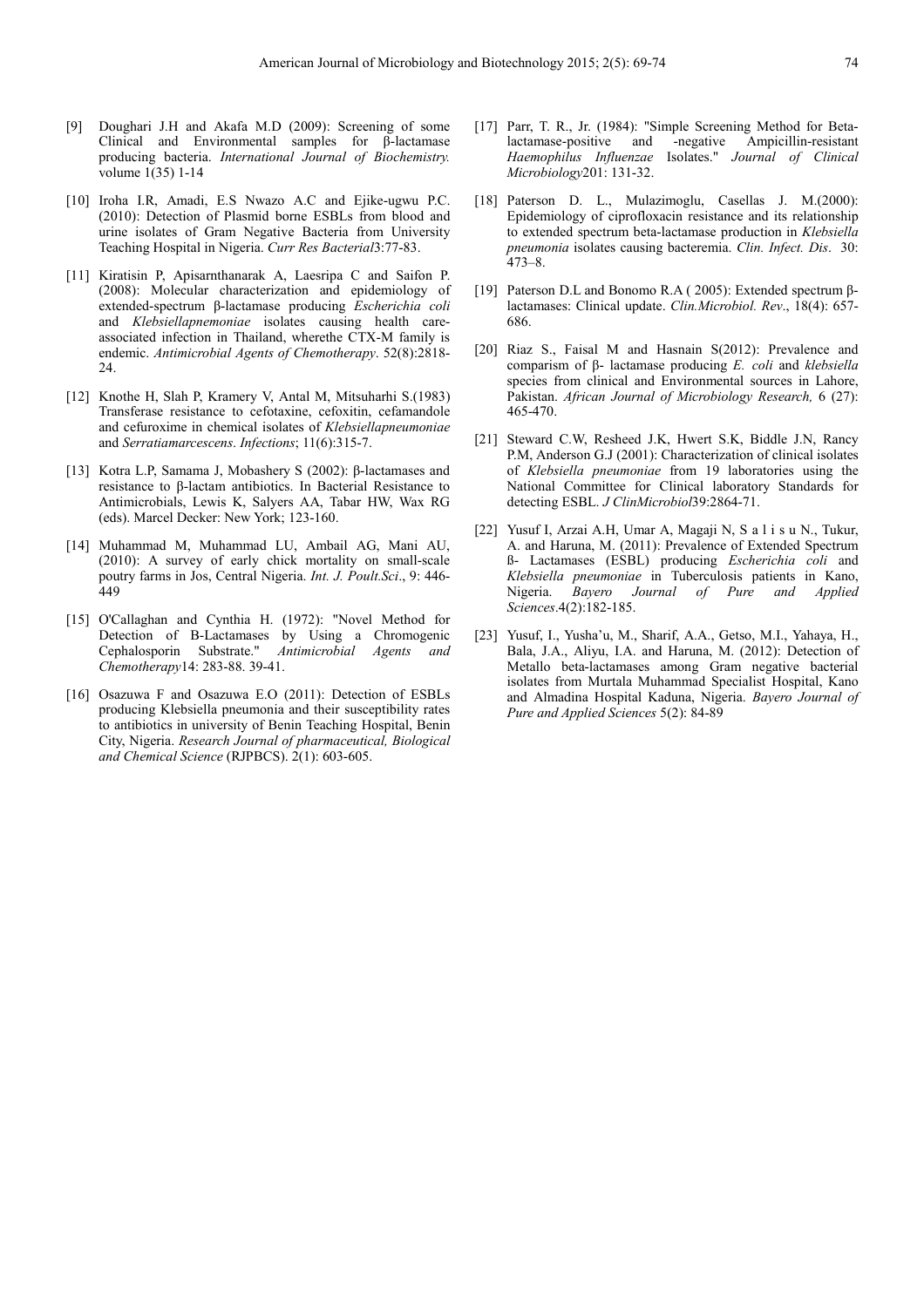[9] Doughari J.H and Akafa M.D (2009): Screening of some Clinical and Environmental samples for β-lactamase producing bacteria. *International Journal of Biochemistry.* volume 1(35) 1-14

[10] Iroha I.R, Amadi, E.S Nwazo A.C and Ejike-ugwu P.C. (2010): Detection of Plasmid borne ESBLs from blood and urine isolates of Gram Negative Bacteria from University Teaching Hospital in Nigeria. *Curr Res Bacterial*3:77-83.

[11] Kiratisin P, Apisarnthanarak A, Laesripa C and Saifon P. (2008): Molecular characterization and epidemiology of extended-spectrum β-lactamase producing *Escherichia coli* and *Klebsiellapnemoniae* isolates causing health care-associated infection in Thailand, wherethe CTX-M family is endemic. *Antimicrobial Agents of Chemotherapy*. 52(8):2818-24.

[12] Knothe H, Slah P, Kramery V, Antal M, Mitsuharhi S.(1983) Transferase resistance to cefotaxine, cefoxitin, cefamandole and cefuroxime in chemical isolates of *Klebsiellapneumoniae* and *Serratiamarcescens*. *Infections*; 11(6):315-7.

[13] Kotra L.P, Samama J, Mobashery S (2002): β-lactamases and resistance to β-lactam antibiotics. In Bacterial Resistance to Antimicrobials, Lewis K, Salyers AA, Tabar HW, Wax RG (eds). Marcel Decker: New York; 123-160.

[14] Muhammad M, Muhammad LU, Ambail AG, Mani AU, (2010): A survey of early chick mortality on small-scale poutry farms in Jos, Central Nigeria. *Int. J. Poult.Sci*., 9: 446-449

[15] O'Callaghan and Cynthia H. (1972): "Novel Method for Detection of B-Lactamases by Using a Chromogenic Cephalosporin Substrate." *Antimicrobial Agents and Chemotherapy*14: 283-88. 39-41.

[16] Osazuwa F and Osazuwa E.O (2011): Detection of ESBLs producing Klebsiella pneumonia and their susceptibility rates to antibiotics in university of Benin Teaching Hospital, Benin City, Nigeria. *Research Journal of pharmaceutical, Biological and Chemical Science* (RJPBCS). 2(1): 603-605.

[17] Parr, T. R., Jr. (1984): "Simple Screening Method for Beta-lactamase-positive and -negative Ampicillin-resistant *Haemophilus Influenzae* Isolates." *Journal of Clinical Microbiology*201: 131-32.

[18] Paterson D. L., Mulazimoglu, Casellas J. M.(2000): Epidemiology of ciprofloxacin resistance and its relationship to extended spectrum beta-lactamase production in *Klebsiella pneumonia* isolates causing bacteremia. *Clin. Infect. Dis*. 30: 473–8.

[19] Paterson D.L and Bonomo R.A ( 2005): Extended spectrum β-lactamases: Clinical update. *Clin.Microbiol. Rev*., 18(4): 657-686.

[20] Riaz S., Faisal M and Hasnain S(2012): Prevalence and comparism of β- lactamase producing *E. coli* and *klebsiella* species from clinical and Environmental sources in Lahore, Pakistan. *African Journal of Microbiology Research,* 6 (27): 465-470.

[21] Steward C.W, Resheed J.K, Hwert S.K, Biddle J.N, Rancy P.M, Anderson G.J (2001): Characterization of clinical isolates of *Klebsiella pneumoniae* from 19 laboratories using the National Committee for Clinical laboratory Standards for detecting ESBL. *J ClinMicrobiol*39:2864-71.

[22] Yusuf I, Arzai A.H, Umar A, Magaji N, S a l i s u N., Tukur, A. and Haruna, M. (2011): Prevalence of Extended Spectrum ß- Lactamases (ESBL) producing *Escherichia coli* and *Klebsiella pneumoniae* in Tuberculosis patients in Kano, Nigeria. *Bayero Journal of Pure and Applied Sciences*.4(2):182-185.

[23] Yusuf, I., Yusha'u, M., Sharif, A.A., Getso, M.I., Yahaya, H., Bala, J.A., Aliyu, I.A. and Haruna, M. (2012): Detection of Metallo beta-lactamases among Gram negative bacterial isolates from Murtala Muhammad Specialist Hospital, Kano and Almadina Hospital Kaduna, Nigeria. *Bayero Journal of Pure and Applied Sciences* 5(2): 84-89